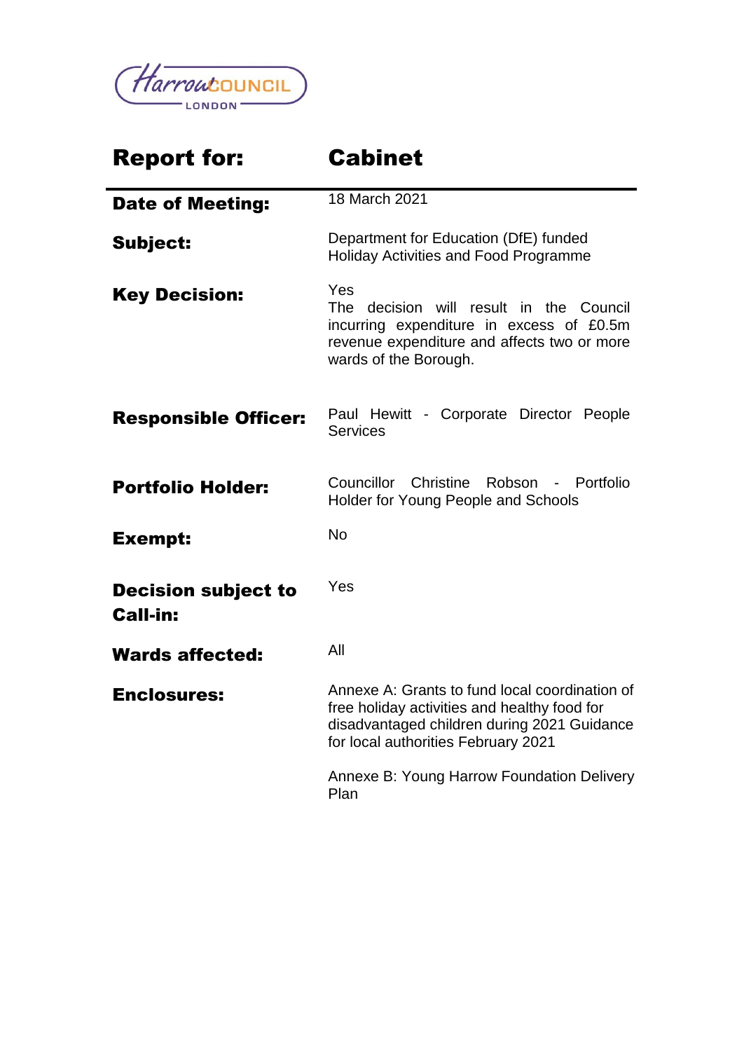Harrow COUNCIL LONDON

| **Report for:** | **Cabinet** |
| --- | --- |
| **Date of Meeting:** | 18 March 2021 |
| **Subject:** | Department for Education (DfE) funded Holiday Activities and Food Programme |
| **Key Decision:** | Yes<br>The decision will result in the Council incurring expenditure in excess of £0.5m revenue expenditure and affects two or more wards of the Borough. |
| **Responsible Officer:** | Paul Hewitt - Corporate Director People Services |
| **Portfolio Holder:** | Councillor Christine Robson - Portfolio Holder for Young People and Schools |
| **Exempt:** | No |
| **Decision subject to Call-in:** | Yes |
| **Wards affected:** | All |
| **Enclosures:** | Annexe A: Grants to fund local coordination of free holiday activities and healthy food for disadvantaged children during 2021 Guidance for local authorities February 2021<br><br>Annexe B: Young Harrow Foundation Delivery Plan |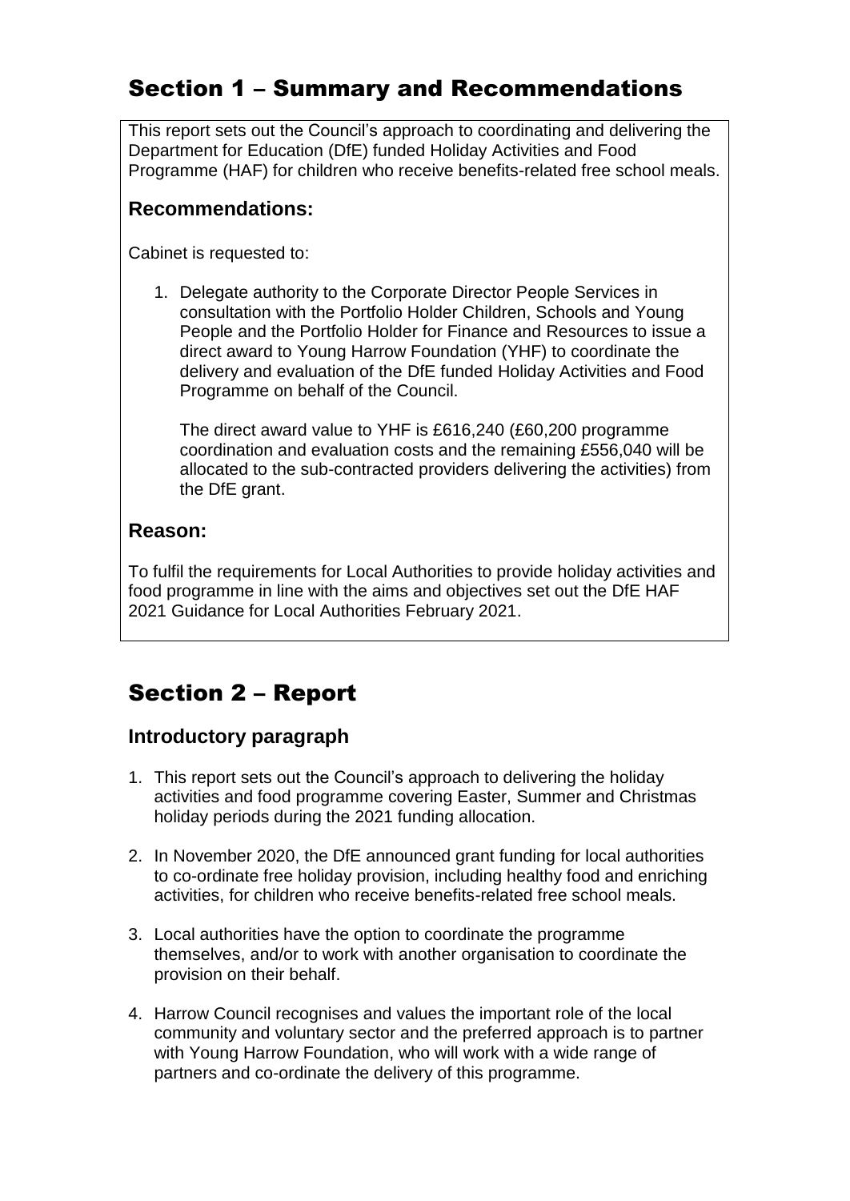## Section 1 – Summary and Recommendations

This report sets out the Council's approach to coordinating and delivering the Department for Education (DfE) funded Holiday Activities and Food Programme (HAF) for children who receive benefits-related free school meals.

### Recommendations:

Cabinet is requested to:

1. Delegate authority to the Corporate Director People Services in consultation with the Portfolio Holder Children, Schools and Young People and the Portfolio Holder for Finance and Resources to issue a direct award to Young Harrow Foundation (YHF) to coordinate the delivery and evaluation of the DfE funded Holiday Activities and Food Programme on behalf of the Council.

   The direct award value to YHF is £616,240 (£60,200 programme coordination and evaluation costs and the remaining £556,040 will be allocated to the sub-contracted providers delivering the activities) from the DfE grant.

### Reason:

To fulfil the requirements for Local Authorities to provide holiday activities and food programme in line with the aims and objectives set out the DfE HAF 2021 Guidance for Local Authorities February 2021.

## Section 2 – Report

### Introductory paragraph

1. This report sets out the Council's approach to delivering the holiday activities and food programme covering Easter, Summer and Christmas holiday periods during the 2021 funding allocation.
2. In November 2020, the DfE announced grant funding for local authorities to co-ordinate free holiday provision, including healthy food and enriching activities, for children who receive benefits-related free school meals.
3. Local authorities have the option to coordinate the programme themselves, and/or to work with another organisation to coordinate the provision on their behalf.
4. Harrow Council recognises and values the important role of the local community and voluntary sector and the preferred approach is to partner with Young Harrow Foundation, who will work with a wide range of partners and co-ordinate the delivery of this programme.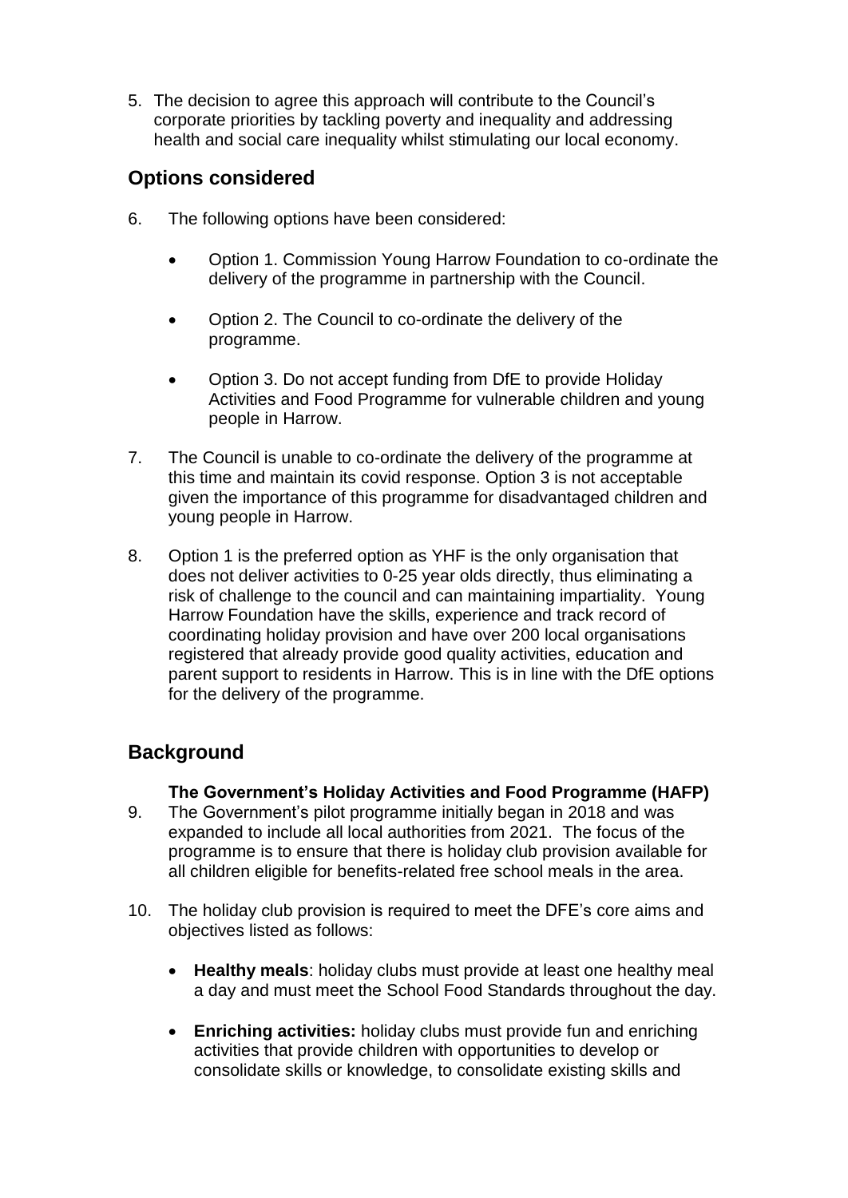5. The decision to agree this approach will contribute to the Council's corporate priorities by tackling poverty and inequality and addressing health and social care inequality whilst stimulating our local economy.

## Options considered

6. The following options have been considered:

   - Option 1. Commission Young Harrow Foundation to co-ordinate the delivery of the programme in partnership with the Council.

   - Option 2. The Council to co-ordinate the delivery of the programme.

   - Option 3. Do not accept funding from DfE to provide Holiday Activities and Food Programme for vulnerable children and young people in Harrow.

7. The Council is unable to co-ordinate the delivery of the programme at this time and maintain its covid response. Option 3 is not acceptable given the importance of this programme for disadvantaged children and young people in Harrow.

8. Option 1 is the preferred option as YHF is the only organisation that does not deliver activities to 0-25 year olds directly, thus eliminating a risk of challenge to the council and can maintaining impartiality. Young Harrow Foundation have the skills, experience and track record of coordinating holiday provision and have over 200 local organisations registered that already provide good quality activities, education and parent support to residents in Harrow. This is in line with the DfE options for the delivery of the programme.

## Background

### The Government's Holiday Activities and Food Programme (HAFP)

9. The Government's pilot programme initially began in 2018 and was expanded to include all local authorities from 2021. The focus of the programme is to ensure that there is holiday club provision available for all children eligible for benefits-related free school meals in the area.

10. The holiday club provision is required to meet the DFE's core aims and objectives listed as follows:

   - **Healthy meals**: holiday clubs must provide at least one healthy meal a day and must meet the School Food Standards throughout the day.

   - **Enriching activities:** holiday clubs must provide fun and enriching activities that provide children with opportunities to develop or consolidate skills or knowledge, to consolidate existing skills and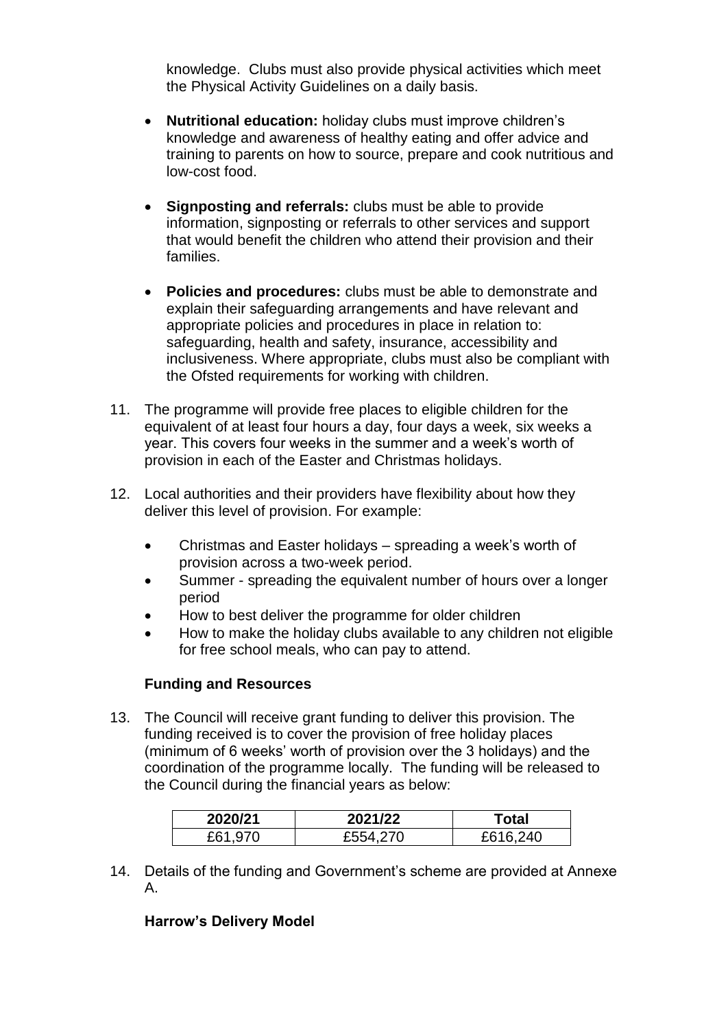knowledge. Clubs must also provide physical activities which meet the Physical Activity Guidelines on a daily basis.

- **Nutritional education:** holiday clubs must improve children's knowledge and awareness of healthy eating and offer advice and training to parents on how to source, prepare and cook nutritious and low-cost food.

- **Signposting and referrals:** clubs must be able to provide information, signposting or referrals to other services and support that would benefit the children who attend their provision and their families.

- **Policies and procedures:** clubs must be able to demonstrate and explain their safeguarding arrangements and have relevant and appropriate policies and procedures in place in relation to: safeguarding, health and safety, insurance, accessibility and inclusiveness. Where appropriate, clubs must also be compliant with the Ofsted requirements for working with children.

11. The programme will provide free places to eligible children for the equivalent of at least four hours a day, four days a week, six weeks a year. This covers four weeks in the summer and a week's worth of provision in each of the Easter and Christmas holidays.

12. Local authorities and their providers have flexibility about how they deliver this level of provision. For example:

    - Christmas and Easter holidays – spreading a week's worth of provision across a two-week period.
    - Summer - spreading the equivalent number of hours over a longer period
    - How to best deliver the programme for older children
    - How to make the holiday clubs available to any children not eligible for free school meals, who can pay to attend.

### Funding and Resources

13. The Council will receive grant funding to deliver this provision. The funding received is to cover the provision of free holiday places (minimum of 6 weeks' worth of provision over the 3 holidays) and the coordination of the programme locally. The funding will be released to the Council during the financial years as below:

| 2020/21 | 2021/22 | Total |
|---|---|---|
| £61,970 | £554,270 | £616,240 |

14. Details of the funding and Government's scheme are provided at Annexe A.

### Harrow's Delivery Model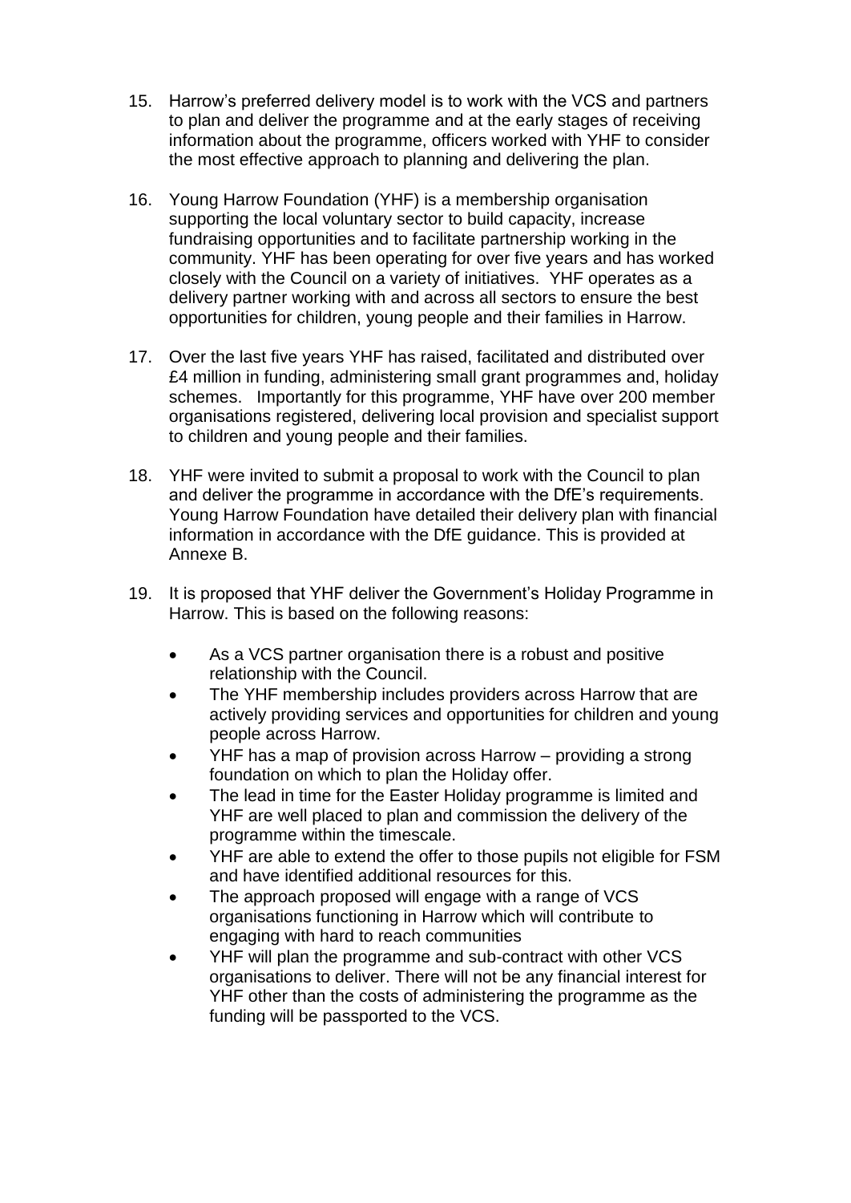15. Harrow's preferred delivery model is to work with the VCS and partners to plan and deliver the programme and at the early stages of receiving information about the programme, officers worked with YHF to consider the most effective approach to planning and delivering the plan.

16. Young Harrow Foundation (YHF) is a membership organisation supporting the local voluntary sector to build capacity, increase fundraising opportunities and to facilitate partnership working in the community. YHF has been operating for over five years and has worked closely with the Council on a variety of initiatives. YHF operates as a delivery partner working with and across all sectors to ensure the best opportunities for children, young people and their families in Harrow.

17. Over the last five years YHF has raised, facilitated and distributed over £4 million in funding, administering small grant programmes and, holiday schemes. Importantly for this programme, YHF have over 200 member organisations registered, delivering local provision and specialist support to children and young people and their families.

18. YHF were invited to submit a proposal to work with the Council to plan and deliver the programme in accordance with the DfE's requirements. Young Harrow Foundation have detailed their delivery plan with financial information in accordance with the DfE guidance. This is provided at Annexe B.

19. It is proposed that YHF deliver the Government's Holiday Programme in Harrow. This is based on the following reasons:

    - As a VCS partner organisation there is a robust and positive relationship with the Council.
    - The YHF membership includes providers across Harrow that are actively providing services and opportunities for children and young people across Harrow.
    - YHF has a map of provision across Harrow – providing a strong foundation on which to plan the Holiday offer.
    - The lead in time for the Easter Holiday programme is limited and YHF are well placed to plan and commission the delivery of the programme within the timescale.
    - YHF are able to extend the offer to those pupils not eligible for FSM and have identified additional resources for this.
    - The approach proposed will engage with a range of VCS organisations functioning in Harrow which will contribute to engaging with hard to reach communities
    - YHF will plan the programme and sub-contract with other VCS organisations to deliver. There will not be any financial interest for YHF other than the costs of administering the programme as the funding will be passported to the VCS.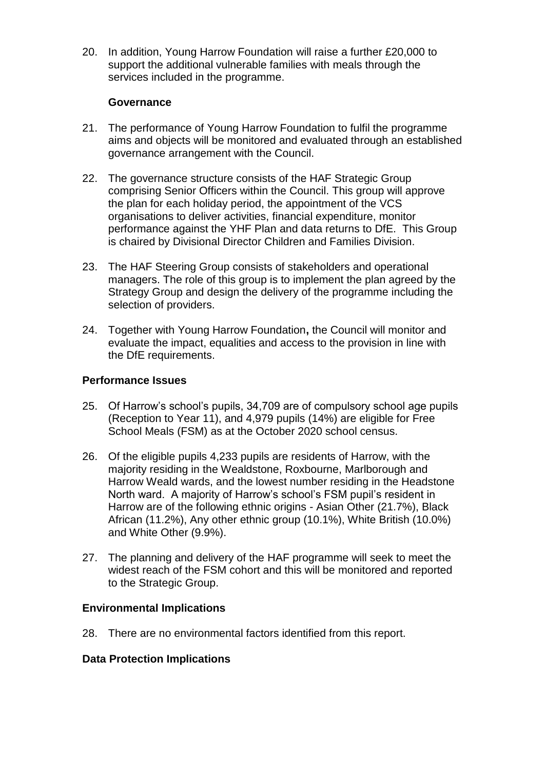20. In addition, Young Harrow Foundation will raise a further £20,000 to support the additional vulnerable families with meals through the services included in the programme.

**Governance**

21. The performance of Young Harrow Foundation to fulfil the programme aims and objects will be monitored and evaluated through an established governance arrangement with the Council.

22. The governance structure consists of the HAF Strategic Group comprising Senior Officers within the Council. This group will approve the plan for each holiday period, the appointment of the VCS organisations to deliver activities, financial expenditure, monitor performance against the YHF Plan and data returns to DfE. This Group is chaired by Divisional Director Children and Families Division.

23. The HAF Steering Group consists of stakeholders and operational managers. The role of this group is to implement the plan agreed by the Strategy Group and design the delivery of the programme including the selection of providers.

24. Together with Young Harrow Foundation**,** the Council will monitor and evaluate the impact, equalities and access to the provision in line with the DfE requirements.

## Performance Issues

25. Of Harrow's school's pupils, 34,709 are of compulsory school age pupils (Reception to Year 11), and 4,979 pupils (14%) are eligible for Free School Meals (FSM) as at the October 2020 school census.

26. Of the eligible pupils 4,233 pupils are residents of Harrow, with the majority residing in the Wealdstone, Roxbourne, Marlborough and Harrow Weald wards, and the lowest number residing in the Headstone North ward. A majority of Harrow's school's FSM pupil's resident in Harrow are of the following ethnic origins - Asian Other (21.7%), Black African (11.2%), Any other ethnic group (10.1%), White British (10.0%) and White Other (9.9%).

27. The planning and delivery of the HAF programme will seek to meet the widest reach of the FSM cohort and this will be monitored and reported to the Strategic Group.

## Environmental Implications

28. There are no environmental factors identified from this report.

## Data Protection Implications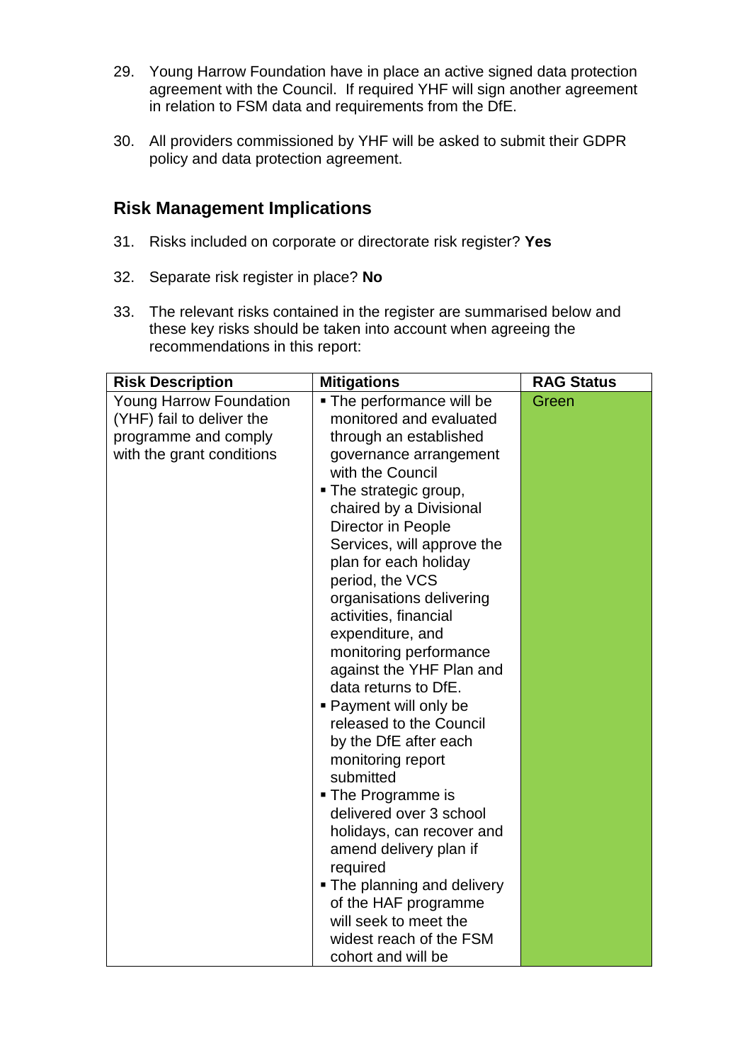29. Young Harrow Foundation have in place an active signed data protection agreement with the Council. If required YHF will sign another agreement in relation to FSM data and requirements from the DfE.

30. All providers commissioned by YHF will be asked to submit their GDPR policy and data protection agreement.

## Risk Management Implications

31. Risks included on corporate or directorate risk register? **Yes**

32. Separate risk register in place? **No**

33. The relevant risks contained in the register are summarised below and these key risks should be taken into account when agreeing the recommendations in this report:

| Risk Description | Mitigations | RAG Status |
|---|---|---|
| Young Harrow Foundation (YHF) fail to deliver the programme and comply with the grant conditions | ▪ The performance will be monitored and evaluated through an established governance arrangement with the Council<br>▪ The strategic group, chaired by a Divisional Director in People Services, will approve the plan for each holiday period, the VCS organisations delivering activities, financial expenditure, and monitoring performance against the YHF Plan and data returns to DfE.<br>▪ Payment will only be released to the Council by the DfE after each monitoring report submitted<br>▪ The Programme is delivered over 3 school holidays, can recover and amend delivery plan if required<br>▪ The planning and delivery of the HAF programme will seek to meet the widest reach of the FSM cohort and will be | Green |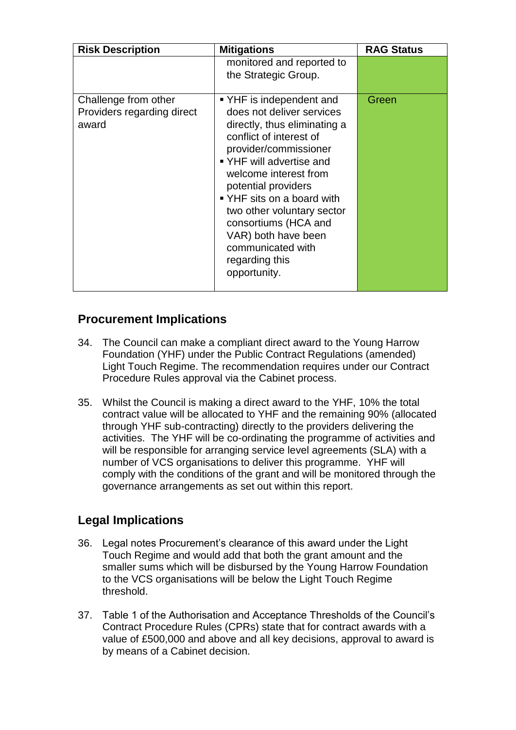| Risk Description | Mitigations | RAG Status |
| --- | --- | --- |
| | monitored and reported to the Strategic Group. | |
| Challenge from other Providers regarding direct award | ▪ YHF is independent and does not deliver services directly, thus eliminating a conflict of interest of provider/commissioner<br>▪ YHF will advertise and welcome interest from potential providers<br>▪ YHF sits on a board with two other voluntary sector consortiums (HCA and VAR) both have been communicated with regarding this opportunity. | Green |

## Procurement Implications

34. The Council can make a compliant direct award to the Young Harrow Foundation (YHF) under the Public Contract Regulations (amended) Light Touch Regime. The recommendation requires under our Contract Procedure Rules approval via the Cabinet process.

35. Whilst the Council is making a direct award to the YHF, 10% the total contract value will be allocated to YHF and the remaining 90% (allocated through YHF sub-contracting) directly to the providers delivering the activities. The YHF will be co-ordinating the programme of activities and will be responsible for arranging service level agreements (SLA) with a number of VCS organisations to deliver this programme. YHF will comply with the conditions of the grant and will be monitored through the governance arrangements as set out within this report.

## Legal Implications

36. Legal notes Procurement's clearance of this award under the Light Touch Regime and would add that both the grant amount and the smaller sums which will be disbursed by the Young Harrow Foundation to the VCS organisations will be below the Light Touch Regime threshold.

37. Table 1 of the Authorisation and Acceptance Thresholds of the Council's Contract Procedure Rules (CPRs) state that for contract awards with a value of £500,000 and above and all key decisions, approval to award is by means of a Cabinet decision.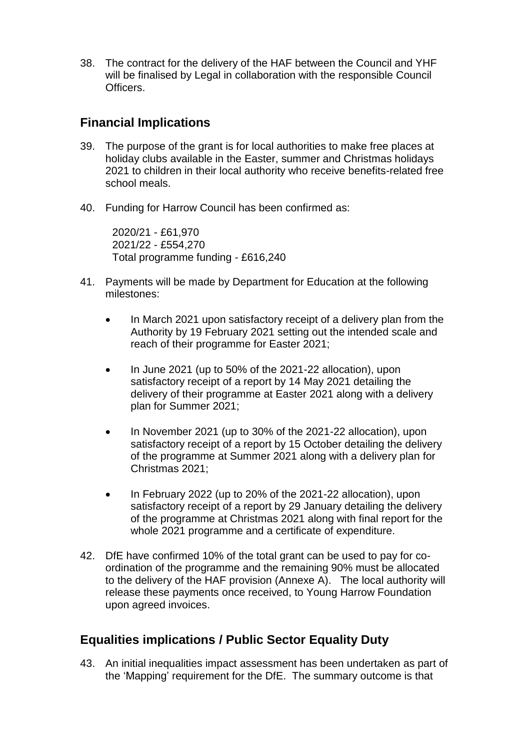38. The contract for the delivery of the HAF between the Council and YHF will be finalised by Legal in collaboration with the responsible Council Officers.

## Financial Implications

39. The purpose of the grant is for local authorities to make free places at holiday clubs available in the Easter, summer and Christmas holidays 2021 to children in their local authority who receive benefits-related free school meals.

40. Funding for Harrow Council has been confirmed as:

    2020/21 - £61,970
    2021/22 - £554,270
    Total programme funding - £616,240

41. Payments will be made by Department for Education at the following milestones:

    - In March 2021 upon satisfactory receipt of a delivery plan from the Authority by 19 February 2021 setting out the intended scale and reach of their programme for Easter 2021;

    - In June 2021 (up to 50% of the 2021-22 allocation), upon satisfactory receipt of a report by 14 May 2021 detailing the delivery of their programme at Easter 2021 along with a delivery plan for Summer 2021;

    - In November 2021 (up to 30% of the 2021-22 allocation), upon satisfactory receipt of a report by 15 October detailing the delivery of the programme at Summer 2021 along with a delivery plan for Christmas 2021;

    - In February 2022 (up to 20% of the 2021-22 allocation), upon satisfactory receipt of a report by 29 January detailing the delivery of the programme at Christmas 2021 along with final report for the whole 2021 programme and a certificate of expenditure.

42. DfE have confirmed 10% of the total grant can be used to pay for co-ordination of the programme and the remaining 90% must be allocated to the delivery of the HAF provision (Annexe A). The local authority will release these payments once received, to Young Harrow Foundation upon agreed invoices.

## Equalities implications / Public Sector Equality Duty

43. An initial inequalities impact assessment has been undertaken as part of the 'Mapping' requirement for the DfE. The summary outcome is that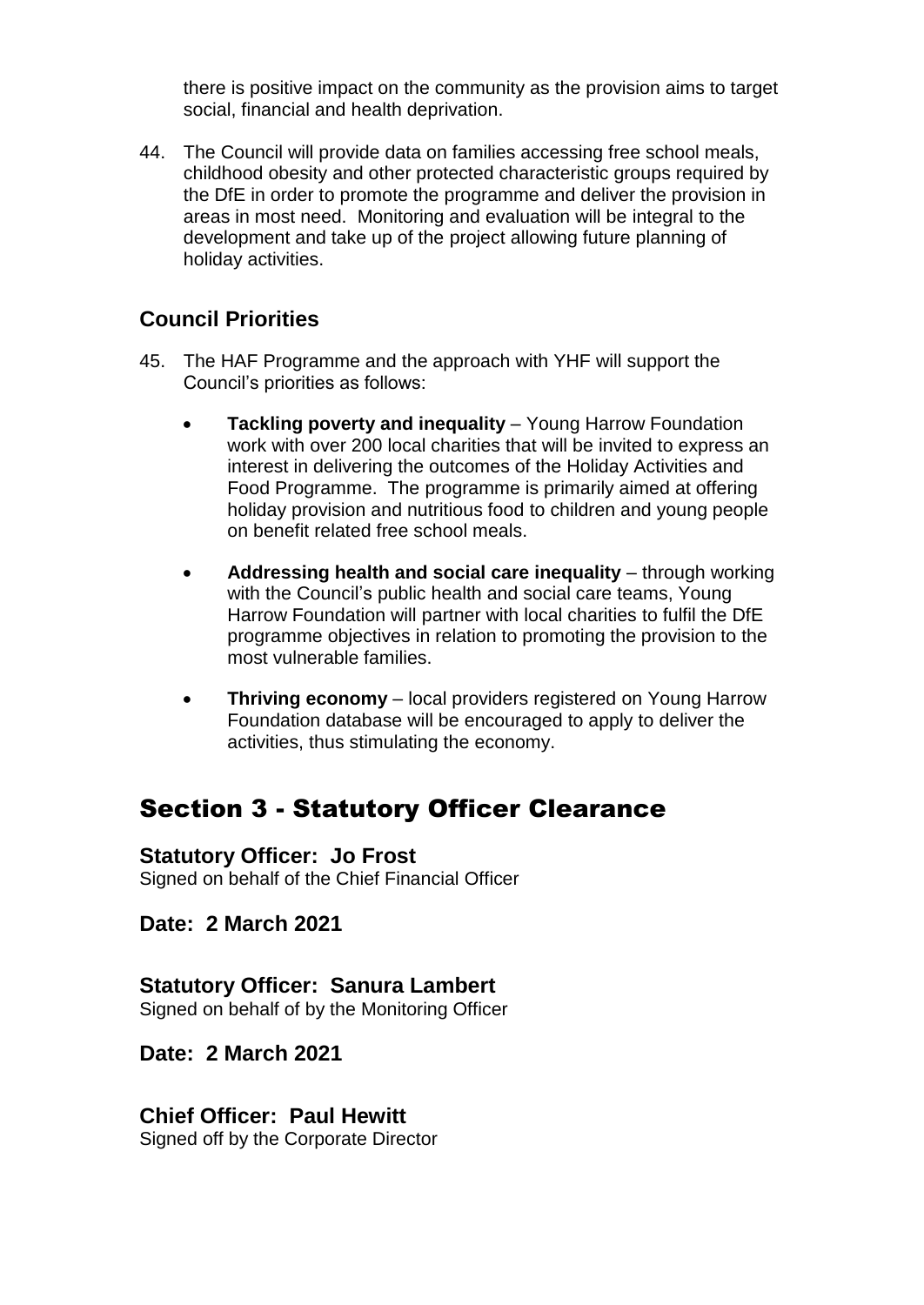there is positive impact on the community as the provision aims to target social, financial and health deprivation.

44. The Council will provide data on families accessing free school meals, childhood obesity and other protected characteristic groups required by the DfE in order to promote the programme and deliver the provision in areas in most need. Monitoring and evaluation will be integral to the development and take up of the project allowing future planning of holiday activities.

### Council Priorities

45. The HAF Programme and the approach with YHF will support the Council's priorities as follows:

    - **Tackling poverty and inequality** – Young Harrow Foundation work with over 200 local charities that will be invited to express an interest in delivering the outcomes of the Holiday Activities and Food Programme. The programme is primarily aimed at offering holiday provision and nutritious food to children and young people on benefit related free school meals.

    - **Addressing health and social care inequality** – through working with the Council's public health and social care teams, Young Harrow Foundation will partner with local charities to fulfil the DfE programme objectives in relation to promoting the provision to the most vulnerable families.

    - **Thriving economy** – local providers registered on Young Harrow Foundation database will be encouraged to apply to deliver the activities, thus stimulating the economy.

## Section 3 - Statutory Officer Clearance

### Statutory Officer: Jo Frost

Signed on behalf of the Chief Financial Officer

### Date: 2 March 2021

### Statutory Officer: Sanura Lambert

Signed on behalf of by the Monitoring Officer

### Date: 2 March 2021

### Chief Officer: Paul Hewitt

Signed off by the Corporate Director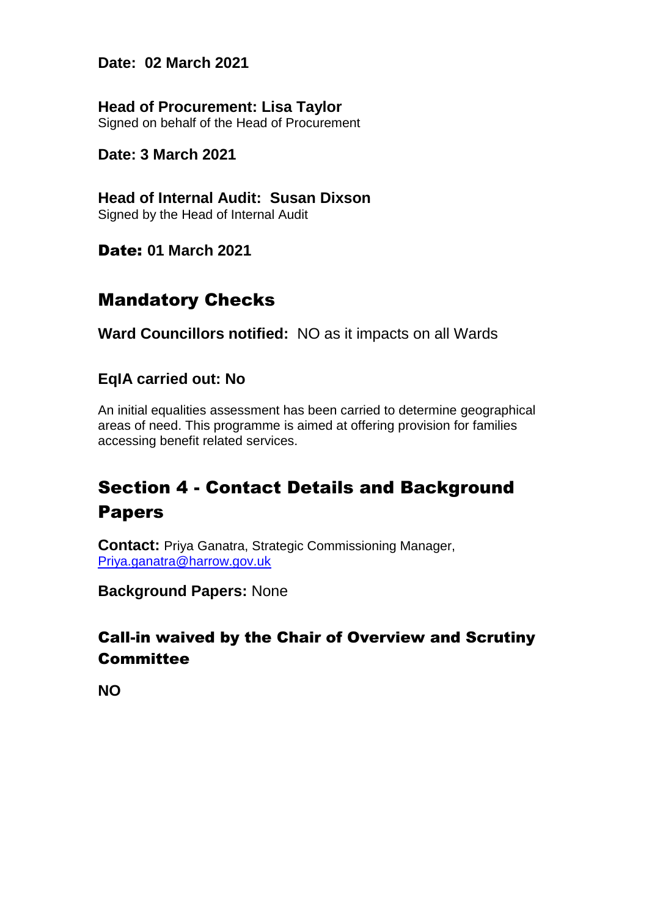**Date: 02 March 2021**

**Head of Procurement: Lisa Taylor**
Signed on behalf of the Head of Procurement

**Date: 3 March 2021**

**Head of Internal Audit: Susan Dixson**
Signed by the Head of Internal Audit

**Date: 01 March 2021**

## Mandatory Checks

**Ward Councillors notified:** NO as it impacts on all Wards

### EqIA carried out: No

An initial equalities assessment has been carried to determine geographical areas of need. This programme is aimed at offering provision for families accessing benefit related services.

## Section 4 - Contact Details and Background Papers

**Contact:** Priya Ganatra, Strategic Commissioning Manager, Priya.ganatra@harrow.gov.uk

**Background Papers:** None

### Call-in waived by the Chair of Overview and Scrutiny Committee

**NO**